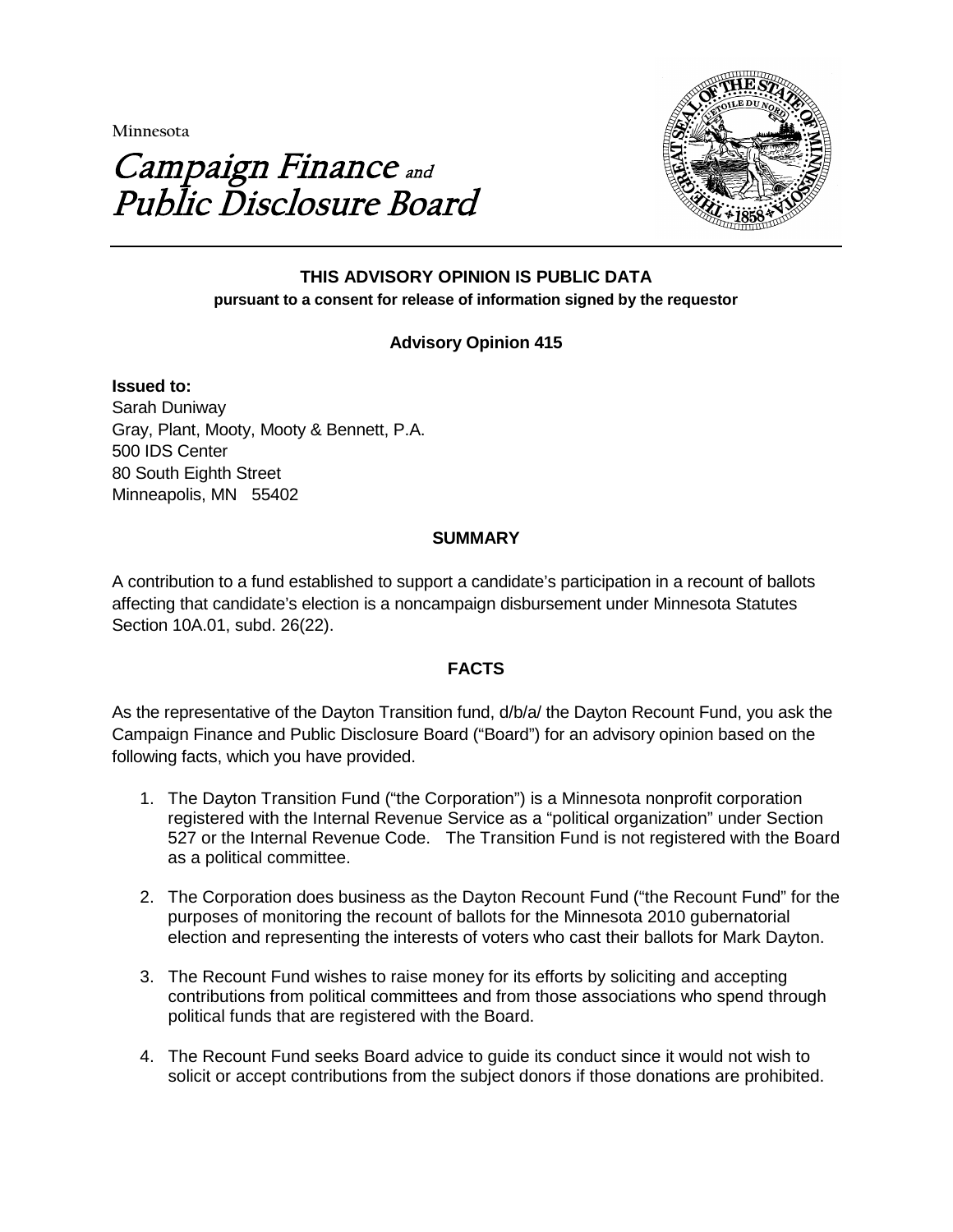Minnesota

# Campaign Finance and Public Disclosure Board

**THIS ADVISORY OPINION IS PUBLIC DATA**
**pursuant to a consent for release of information signed by the requestor**

**Advisory Opinion 415**

**Issued to:**
Sarah Duniway
Gray, Plant, Mooty, Mooty & Bennett, P.A.
500 IDS Center
80 South Eighth Street
Minneapolis, MN 55402

## SUMMARY

A contribution to a fund established to support a candidate's participation in a recount of ballots affecting that candidate's election is a noncampaign disbursement under Minnesota Statutes Section 10A.01, subd. 26(22).

## FACTS

As the representative of the Dayton Transition fund, d/b/a/ the Dayton Recount Fund, you ask the Campaign Finance and Public Disclosure Board ("Board") for an advisory opinion based on the following facts, which you have provided.

1. The Dayton Transition Fund ("the Corporation") is a Minnesota nonprofit corporation registered with the Internal Revenue Service as a "political organization" under Section 527 or the Internal Revenue Code. The Transition Fund is not registered with the Board as a political committee.
2. The Corporation does business as the Dayton Recount Fund ("the Recount Fund" for the purposes of monitoring the recount of ballots for the Minnesota 2010 gubernatorial election and representing the interests of voters who cast their ballots for Mark Dayton.
3. The Recount Fund wishes to raise money for its efforts by soliciting and accepting contributions from political committees and from those associations who spend through political funds that are registered with the Board.
4. The Recount Fund seeks Board advice to guide its conduct since it would not wish to solicit or accept contributions from the subject donors if those donations are prohibited.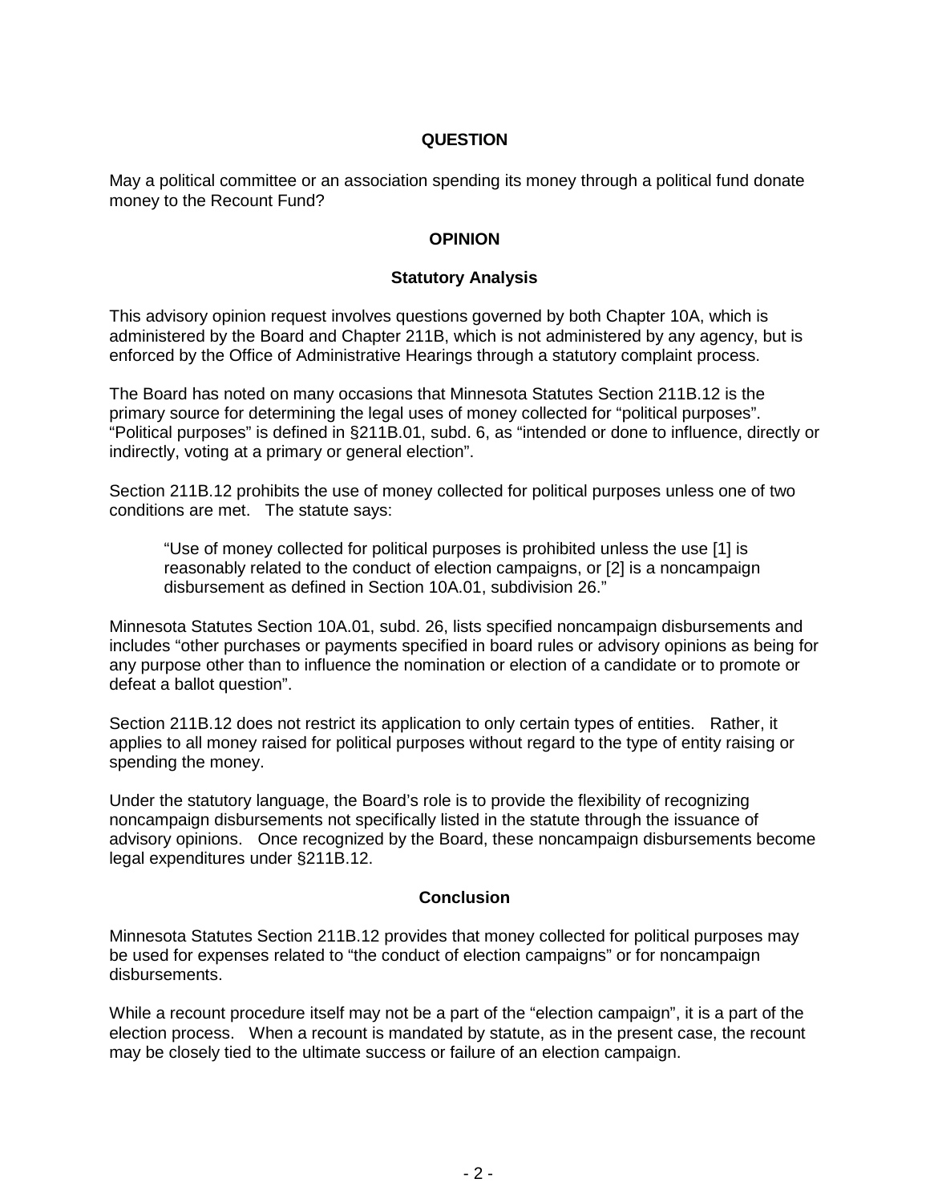## QUESTION

May a political committee or an association spending its money through a political fund donate money to the Recount Fund?

## OPINION

### Statutory Analysis

This advisory opinion request involves questions governed by both Chapter 10A, which is administered by the Board and Chapter 211B, which is not administered by any agency, but is enforced by the Office of Administrative Hearings through a statutory complaint process.

The Board has noted on many occasions that Minnesota Statutes Section 211B.12 is the primary source for determining the legal uses of money collected for "political purposes". "Political purposes" is defined in §211B.01, subd. 6, as "intended or done to influence, directly or indirectly, voting at a primary or general election".

Section 211B.12 prohibits the use of money collected for political purposes unless one of two conditions are met. The statute says:

> "Use of money collected for political purposes is prohibited unless the use [1] is reasonably related to the conduct of election campaigns, or [2] is a noncampaign disbursement as defined in Section 10A.01, subdivision 26."

Minnesota Statutes Section 10A.01, subd. 26, lists specified noncampaign disbursements and includes "other purchases or payments specified in board rules or advisory opinions as being for any purpose other than to influence the nomination or election of a candidate or to promote or defeat a ballot question".

Section 211B.12 does not restrict its application to only certain types of entities. Rather, it applies to all money raised for political purposes without regard to the type of entity raising or spending the money.

Under the statutory language, the Board's role is to provide the flexibility of recognizing noncampaign disbursements not specifically listed in the statute through the issuance of advisory opinions. Once recognized by the Board, these noncampaign disbursements become legal expenditures under §211B.12.

### Conclusion

Minnesota Statutes Section 211B.12 provides that money collected for political purposes may be used for expenses related to "the conduct of election campaigns" or for noncampaign disbursements.

While a recount procedure itself may not be a part of the "election campaign", it is a part of the election process. When a recount is mandated by statute, as in the present case, the recount may be closely tied to the ultimate success or failure of an election campaign.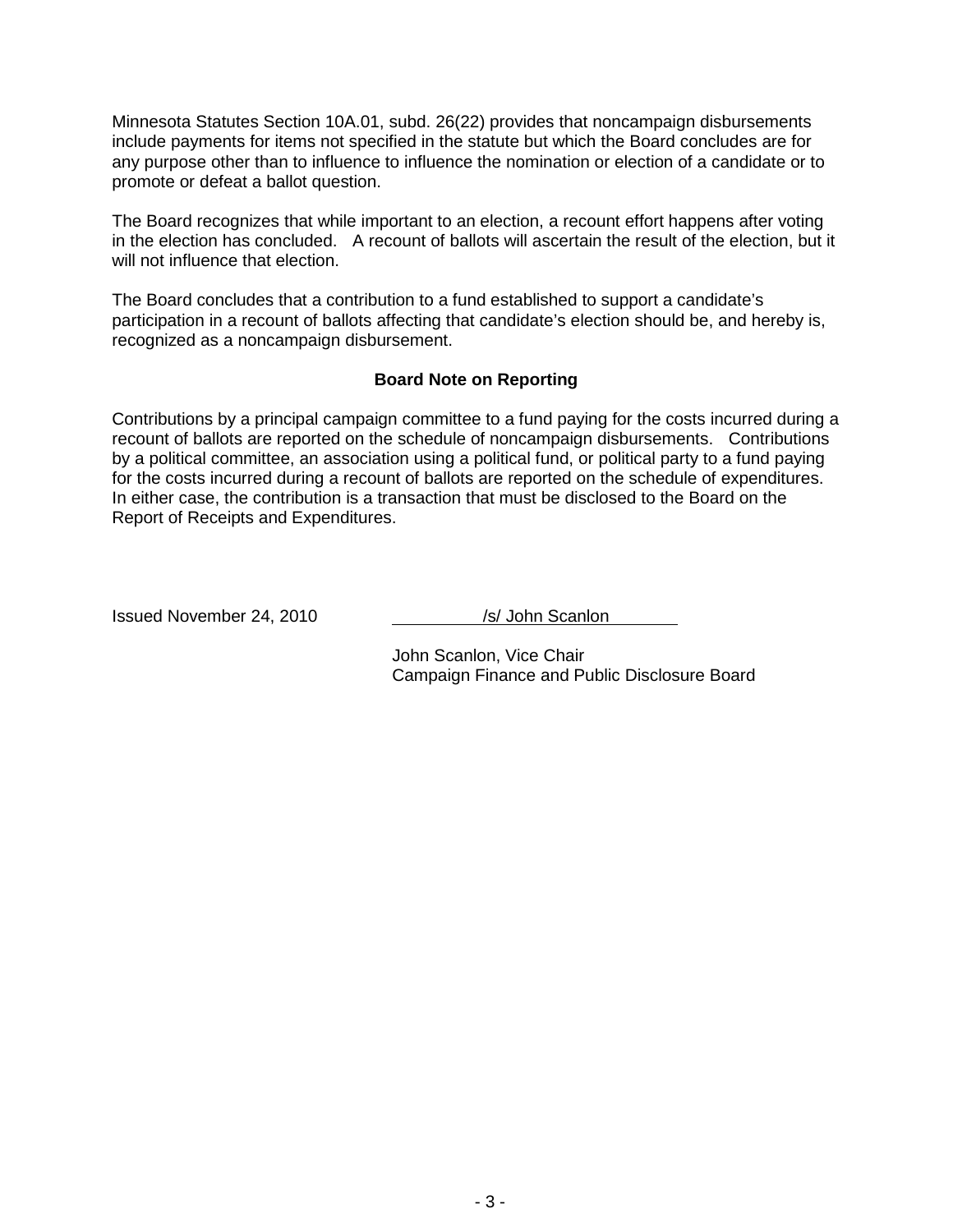Minnesota Statutes Section 10A.01, subd. 26(22) provides that noncampaign disbursements include payments for items not specified in the statute but which the Board concludes are for any purpose other than to influence to influence the nomination or election of a candidate or to promote or defeat a ballot question.

The Board recognizes that while important to an election, a recount effort happens after voting in the election has concluded. A recount of ballots will ascertain the result of the election, but it will not influence that election.

The Board concludes that a contribution to a fund established to support a candidate's participation in a recount of ballots affecting that candidate's election should be, and hereby is, recognized as a noncampaign disbursement.

**Board Note on Reporting**

Contributions by a principal campaign committee to a fund paying for the costs incurred during a recount of ballots are reported on the schedule of noncampaign disbursements. Contributions by a political committee, an association using a political fund, or political party to a fund paying for the costs incurred during a recount of ballots are reported on the schedule of expenditures. In either case, the contribution is a transaction that must be disclosed to the Board on the Report of Receipts and Expenditures.

Issued November 24, 2010

/s/ John Scanlon

John Scanlon, Vice Chair
Campaign Finance and Public Disclosure Board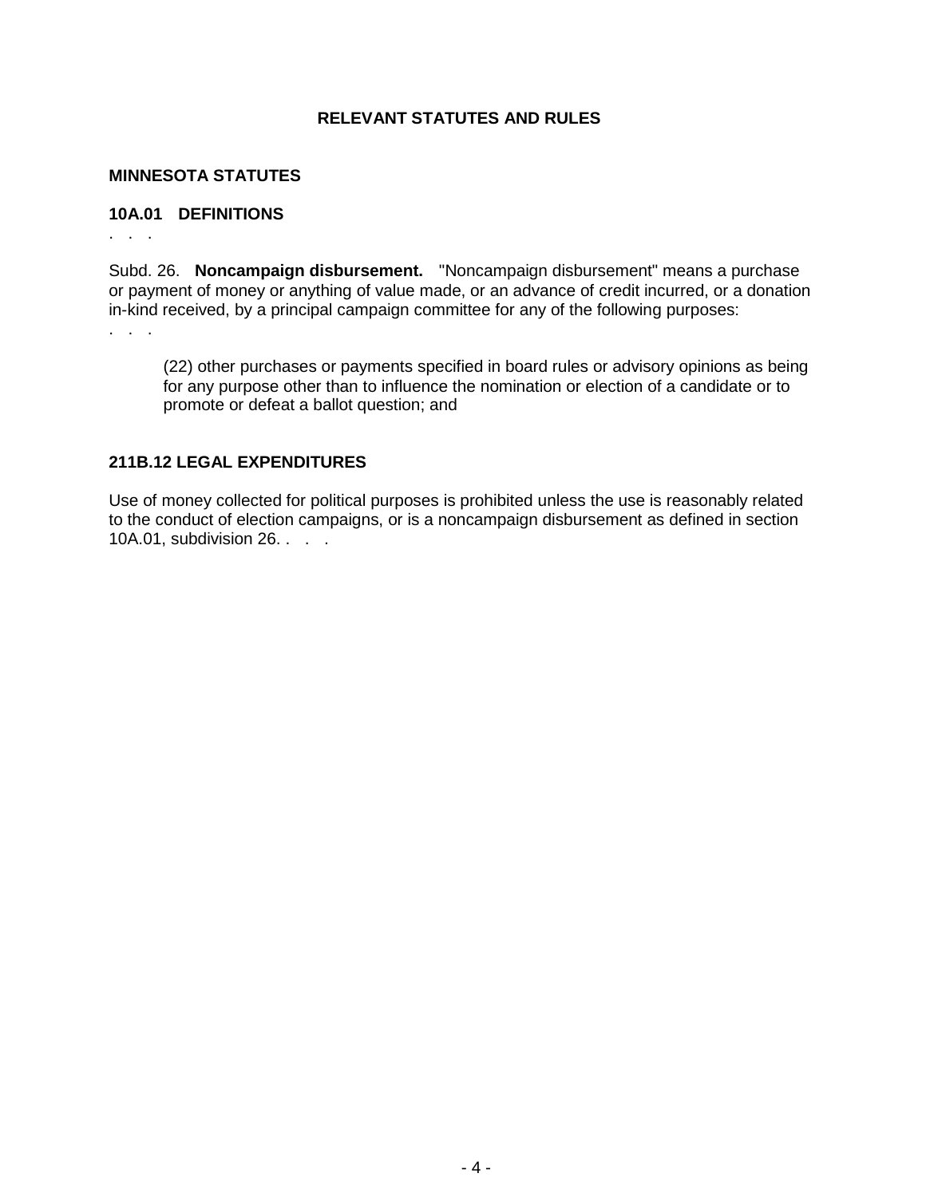## RELEVANT STATUTES AND RULES

### MINNESOTA STATUTES

#### 10A.01 DEFINITIONS

. . .

Subd. 26. **Noncampaign disbursement.** "Noncampaign disbursement" means a purchase or payment of money or anything of value made, or an advance of credit incurred, or a donation in-kind received, by a principal campaign committee for any of the following purposes:

. . .

> (22) other purchases or payments specified in board rules or advisory opinions as being for any purpose other than to influence the nomination or election of a candidate or to promote or defeat a ballot question; and

#### 211B.12 LEGAL EXPENDITURES

Use of money collected for political purposes is prohibited unless the use is reasonably related to the conduct of election campaigns, or is a noncampaign disbursement as defined in section 10A.01, subdivision 26. . . .